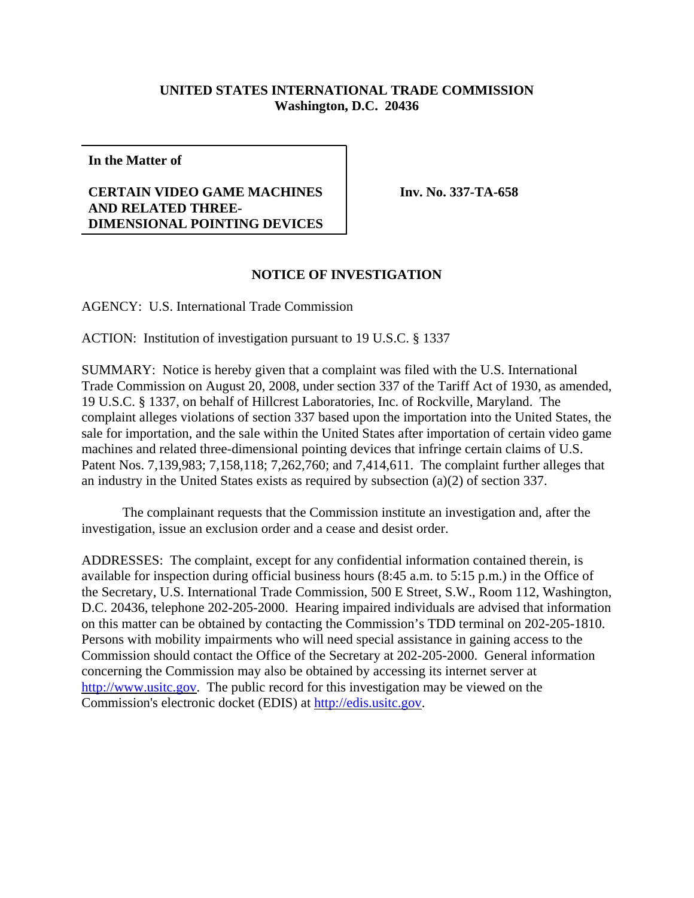**UNITED STATES INTERNATIONAL TRADE COMMISSION**
**Washington, D.C. 20436**

| **In the Matter of**<br><br>**CERTAIN VIDEO GAME MACHINES AND RELATED THREE-DIMENSIONAL POINTING DEVICES** | **Inv. No. 337-TA-658** |
|---|---|

## NOTICE OF INVESTIGATION

AGENCY: U.S. International Trade Commission

ACTION: Institution of investigation pursuant to 19 U.S.C. § 1337

SUMMARY: Notice is hereby given that a complaint was filed with the U.S. International Trade Commission on August 20, 2008, under section 337 of the Tariff Act of 1930, as amended, 19 U.S.C. § 1337, on behalf of Hillcrest Laboratories, Inc. of Rockville, Maryland. The complaint alleges violations of section 337 based upon the importation into the United States, the sale for importation, and the sale within the United States after importation of certain video game machines and related three-dimensional pointing devices that infringe certain claims of U.S. Patent Nos. 7,139,983; 7,158,118; 7,262,760; and 7,414,611. The complaint further alleges that an industry in the United States exists as required by subsection (a)(2) of section 337.

The complainant requests that the Commission institute an investigation and, after the investigation, issue an exclusion order and a cease and desist order.

ADDRESSES: The complaint, except for any confidential information contained therein, is available for inspection during official business hours (8:45 a.m. to 5:15 p.m.) in the Office of the Secretary, U.S. International Trade Commission, 500 E Street, S.W., Room 112, Washington, D.C. 20436, telephone 202-205-2000. Hearing impaired individuals are advised that information on this matter can be obtained by contacting the Commission's TDD terminal on 202-205-1810. Persons with mobility impairments who will need special assistance in gaining access to the Commission should contact the Office of the Secretary at 202-205-2000. General information concerning the Commission may also be obtained by accessing its internet server at http://www.usitc.gov. The public record for this investigation may be viewed on the Commission's electronic docket (EDIS) at http://edis.usitc.gov.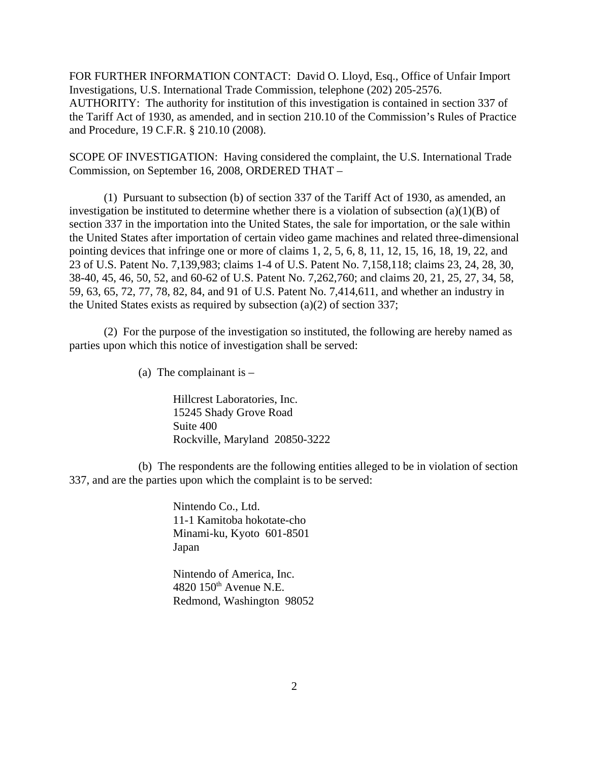FOR FURTHER INFORMATION CONTACT: David O. Lloyd, Esq., Office of Unfair Import Investigations, U.S. International Trade Commission, telephone (202) 205-2576.
AUTHORITY: The authority for institution of this investigation is contained in section 337 of the Tariff Act of 1930, as amended, and in section 210.10 of the Commission's Rules of Practice and Procedure, 19 C.F.R. § 210.10 (2008).

SCOPE OF INVESTIGATION: Having considered the complaint, the U.S. International Trade Commission, on September 16, 2008, ORDERED THAT –

(1) Pursuant to subsection (b) of section 337 of the Tariff Act of 1930, as amended, an investigation be instituted to determine whether there is a violation of subsection (a)(1)(B) of section 337 in the importation into the United States, the sale for importation, or the sale within the United States after importation of certain video game machines and related three-dimensional pointing devices that infringe one or more of claims 1, 2, 5, 6, 8, 11, 12, 15, 16, 18, 19, 22, and 23 of U.S. Patent No. 7,139,983; claims 1-4 of U.S. Patent No. 7,158,118; claims 23, 24, 28, 30, 38-40, 45, 46, 50, 52, and 60-62 of U.S. Patent No. 7,262,760; and claims 20, 21, 25, 27, 34, 58, 59, 63, 65, 72, 77, 78, 82, 84, and 91 of U.S. Patent No. 7,414,611, and whether an industry in the United States exists as required by subsection (a)(2) of section 337;

(2) For the purpose of the investigation so instituted, the following are hereby named as parties upon which this notice of investigation shall be served:

(a) The complainant is –

Hillcrest Laboratories, Inc.
15245 Shady Grove Road
Suite 400
Rockville, Maryland 20850-3222

(b) The respondents are the following entities alleged to be in violation of section 337, and are the parties upon which the complaint is to be served:

Nintendo Co., Ltd.
11-1 Kamitoba hokotate-cho
Minami-ku, Kyoto 601-8501
Japan

Nintendo of America, Inc.
4820 150th Avenue N.E.
Redmond, Washington 98052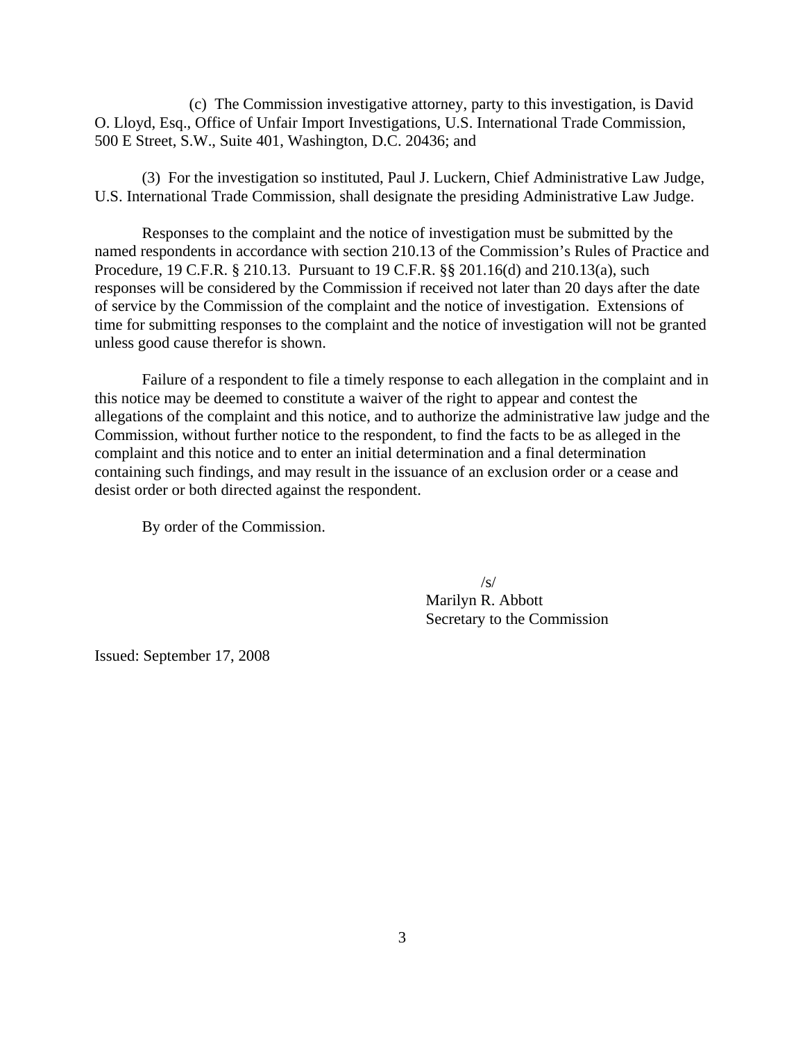(c) The Commission investigative attorney, party to this investigation, is David O. Lloyd, Esq., Office of Unfair Import Investigations, U.S. International Trade Commission, 500 E Street, S.W., Suite 401, Washington, D.C. 20436; and

(3) For the investigation so instituted, Paul J. Luckern, Chief Administrative Law Judge, U.S. International Trade Commission, shall designate the presiding Administrative Law Judge.

Responses to the complaint and the notice of investigation must be submitted by the named respondents in accordance with section 210.13 of the Commission's Rules of Practice and Procedure, 19 C.F.R. § 210.13. Pursuant to 19 C.F.R. §§ 201.16(d) and 210.13(a), such responses will be considered by the Commission if received not later than 20 days after the date of service by the Commission of the complaint and the notice of investigation. Extensions of time for submitting responses to the complaint and the notice of investigation will not be granted unless good cause therefor is shown.

Failure of a respondent to file a timely response to each allegation in the complaint and in this notice may be deemed to constitute a waiver of the right to appear and contest the allegations of the complaint and this notice, and to authorize the administrative law judge and the Commission, without further notice to the respondent, to find the facts to be as alleged in the complaint and this notice and to enter an initial determination and a final determination containing such findings, and may result in the issuance of an exclusion order or a cease and desist order or both directed against the respondent.

By order of the Commission.

/s/
Marilyn R. Abbott
Secretary to the Commission

Issued: September 17, 2008